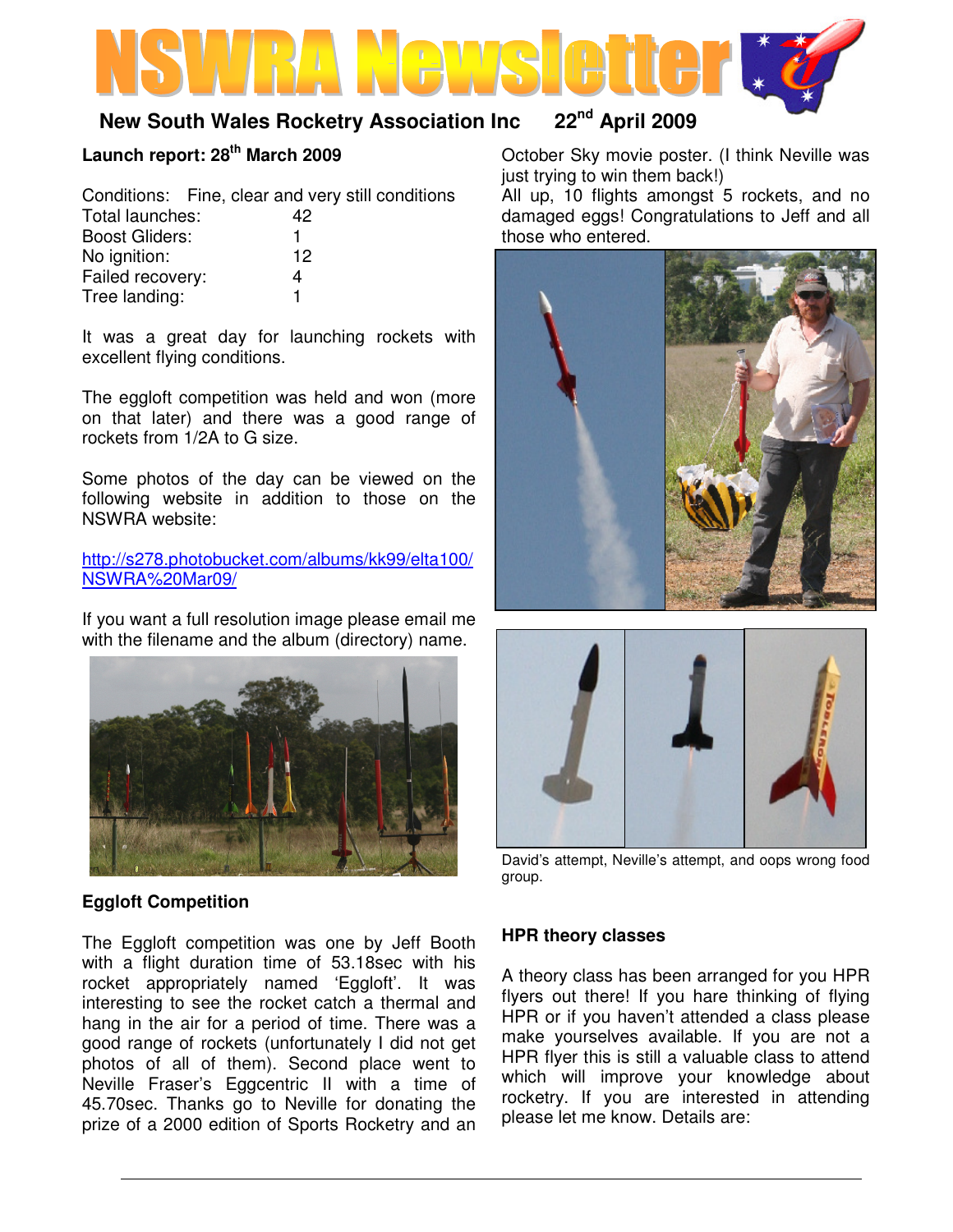# NSWRA Newsletter

**New South Wales Rocketry Association Inc 22nd April 2009**

## Launch report: 28th March 2009

Conditions: Fine, clear and very still conditions

| | |
|---|---|
| Total launches: | 42 |
| Boost Gliders: | 1 |
| No ignition: | 12 |
| Failed recovery: | 4 |
| Tree landing: | 1 |

It was a great day for launching rockets with excellent flying conditions.

The eggloft competition was held and won (more on that later) and there was a good range of rockets from 1/2A to G size.

Some photos of the day can be viewed on the following website in addition to those on the NSWRA website:

http://s278.photobucket.com/albums/kk99/elta100/NSWRA%20Mar09/

If you want a full resolution image please email me with the filename and the album (directory) name.

## Eggloft Competition

The Eggloft competition was one by Jeff Booth with a flight duration time of 53.18sec with his rocket appropriately named 'Eggloft'. It was interesting to see the rocket catch a thermal and hang in the air for a period of time. There was a good range of rockets (unfortunately I did not get photos of all of them). Second place went to Neville Fraser's Eggcentric II with a time of 45.70sec. Thanks go to Neville for donating the prize of a 2000 edition of Sports Rocketry and an October Sky movie poster. (I think Neville was just trying to win them back!)

All up, 10 flights amongst 5 rockets, and no damaged eggs! Congratulations to Jeff and all those who entered.

David's attempt, Neville's attempt, and oops wrong food group.

## HPR theory classes

A theory class has been arranged for you HPR flyers out there! If you hare thinking of flying HPR or if you haven't attended a class please make yourselves available. If you are not a HPR flyer this is still a valuable class to attend which will improve your knowledge about rocketry. If you are interested in attending please let me know. Details are: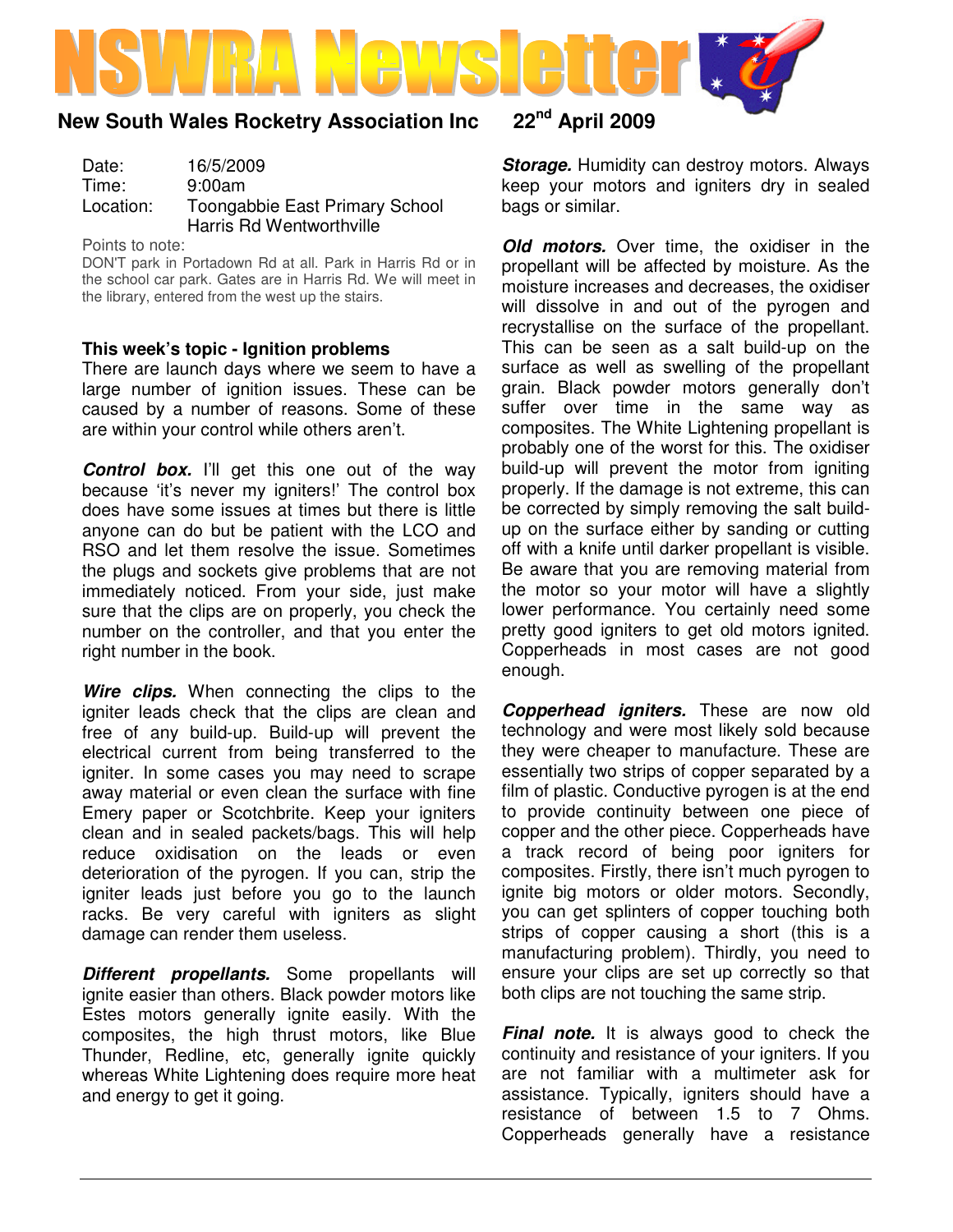# NSWRA Newsletter

**New South Wales Rocketry Association Inc** **22nd April 2009**

| | |
|---|---|
| Date: | 16/5/2009 |
| Time: | 9:00am |
| Location: | Toongabbie East Primary School<br>Harris Rd Wentworthville |

Points to note:

DON'T park in Portadown Rd at all. Park in Harris Rd or in the school car park. Gates are in Harris Rd. We will meet in the library, entered from the west up the stairs.

### This week's topic - Ignition problems

There are launch days where we seem to have a large number of ignition issues. These can be caused by a number of reasons. Some of these are within your control while others aren't.

***Control box.*** I'll get this one out of the way because 'it's never my igniters!' The control box does have some issues at times but there is little anyone can do but be patient with the LCO and RSO and let them resolve the issue. Sometimes the plugs and sockets give problems that are not immediately noticed. From your side, just make sure that the clips are on properly, you check the number on the controller, and that you enter the right number in the book.

***Wire clips.*** When connecting the clips to the igniter leads check that the clips are clean and free of any build-up. Build-up will prevent the electrical current from being transferred to the igniter. In some cases you may need to scrape away material or even clean the surface with fine Emery paper or Scotchbrite. Keep your igniters clean and in sealed packets/bags. This will help reduce oxidisation on the leads or even deterioration of the pyrogen. If you can, strip the igniter leads just before you go to the launch racks. Be very careful with igniters as slight damage can render them useless.

***Different propellants.*** Some propellants will ignite easier than others. Black powder motors like Estes motors generally ignite easily. With the composites, the high thrust motors, like Blue Thunder, Redline, etc, generally ignite quickly whereas White Lightening does require more heat and energy to get it going.

***Storage.*** Humidity can destroy motors. Always keep your motors and igniters dry in sealed bags or similar.

***Old motors.*** Over time, the oxidiser in the propellant will be affected by moisture. As the moisture increases and decreases, the oxidiser will dissolve in and out of the pyrogen and recrystallise on the surface of the propellant. This can be seen as a salt build-up on the surface as well as swelling of the propellant grain. Black powder motors generally don't suffer over time in the same way as composites. The White Lightening propellant is probably one of the worst for this. The oxidiser build-up will prevent the motor from igniting properly. If the damage is not extreme, this can be corrected by simply removing the salt build-up on the surface either by sanding or cutting off with a knife until darker propellant is visible. Be aware that you are removing material from the motor so your motor will have a slightly lower performance. You certainly need some pretty good igniters to get old motors ignited. Copperheads in most cases are not good enough.

***Copperhead igniters.*** These are now old technology and were most likely sold because they were cheaper to manufacture. These are essentially two strips of copper separated by a film of plastic. Conductive pyrogen is at the end to provide continuity between one piece of copper and the other piece. Copperheads have a track record of being poor igniters for composites. Firstly, there isn't much pyrogen to ignite big motors or older motors. Secondly, you can get splinters of copper touching both strips of copper causing a short (this is a manufacturing problem). Thirdly, you need to ensure your clips are set up correctly so that both clips are not touching the same strip.

***Final note.*** It is always good to check the continuity and resistance of your igniters. If you are not familiar with a multimeter ask for assistance. Typically, igniters should have a resistance of between 1.5 to 7 Ohms. Copperheads generally have a resistance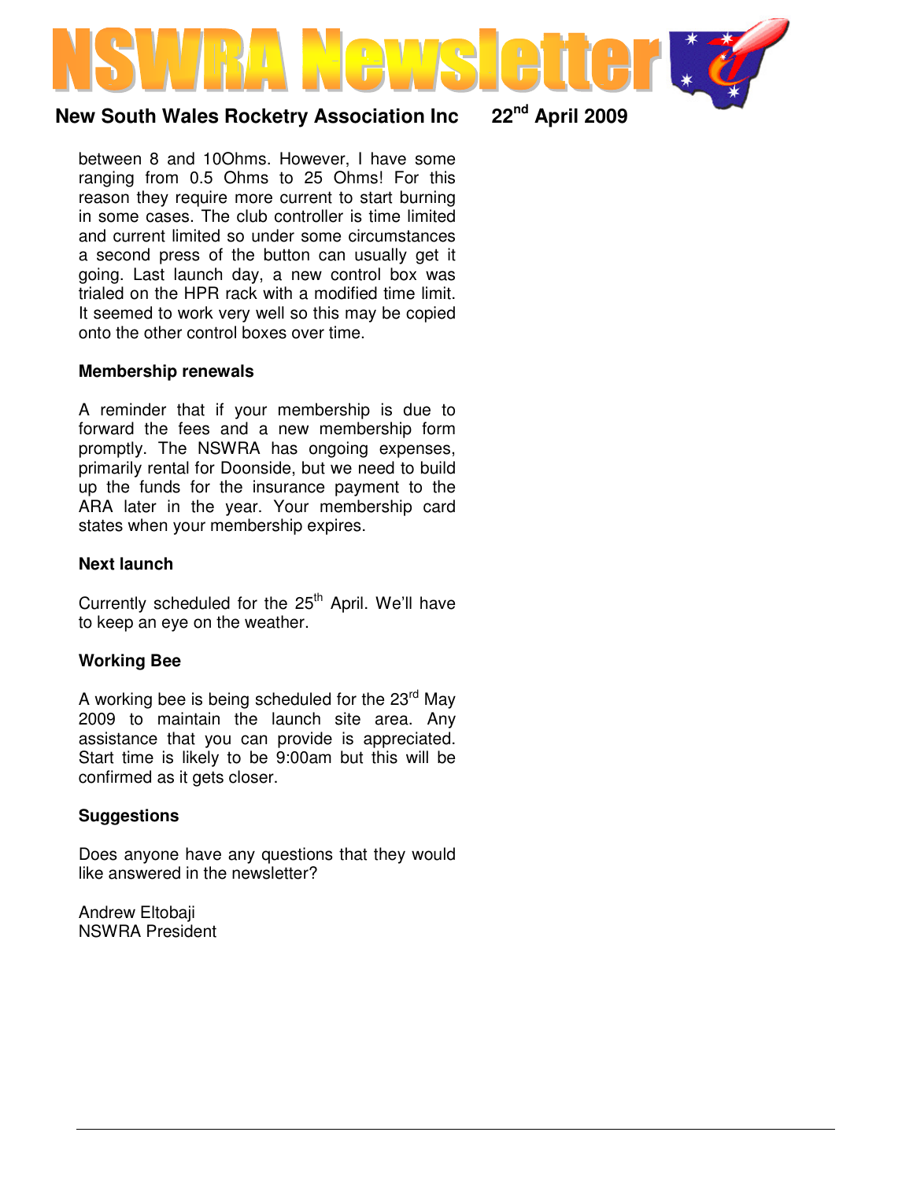between 8 and 10Ohms. However, I have some ranging from 0.5 Ohms to 25 Ohms! For this reason they require more current to start burning in some cases. The club controller is time limited and current limited so under some circumstances a second press of the button can usually get it going. Last launch day, a new control box was trialed on the HPR rack with a modified time limit. It seemed to work very well so this may be copied onto the other control boxes over time.

**Membership renewals**

A reminder that if your membership is due to forward the fees and a new membership form promptly. The NSWRA has ongoing expenses, primarily rental for Doonside, but we need to build up the funds for the insurance payment to the ARA later in the year. Your membership card states when your membership expires.

**Next launch**

Currently scheduled for the 25th April. We'll have to keep an eye on the weather.

**Working Bee**

A working bee is being scheduled for the 23rd May 2009 to maintain the launch site area. Any assistance that you can provide is appreciated. Start time is likely to be 9:00am but this will be confirmed as it gets closer.

**Suggestions**

Does anyone have any questions that they would like answered in the newsletter?

Andrew Eltobaji
NSWRA President